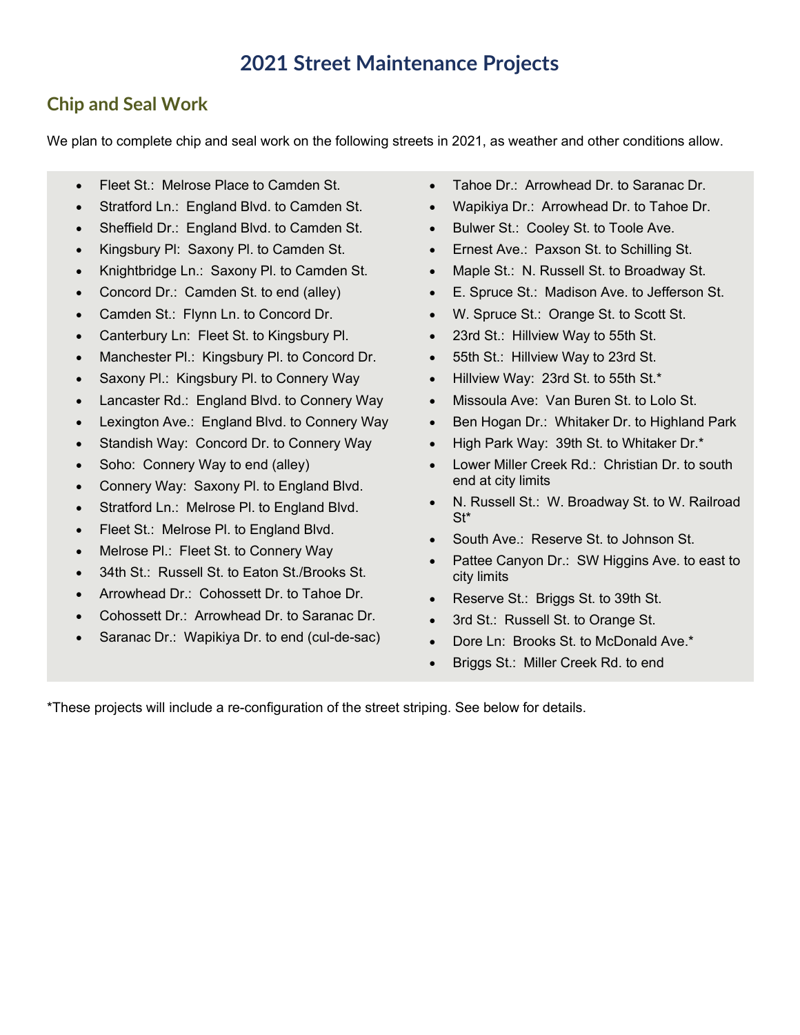# 2021 Street Maintenance Projects

## Chip and Seal Work

We plan to complete chip and seal work on the following streets in 2021, as weather and other conditions allow.

- Fleet St.: Melrose Place to Camden St.
- Stratford Ln.: England Blvd. to Camden St.
- Sheffield Dr.: England Blvd. to Camden St.
- Kingsbury Pl: Saxony Pl. to Camden St.
- Knightbridge Ln.: Saxony Pl. to Camden St.
- Concord Dr.: Camden St. to end (alley)
- Camden St.: Flynn Ln. to Concord Dr.
- Canterbury Ln: Fleet St. to Kingsbury Pl.
- Manchester Pl.: Kingsbury Pl. to Concord Dr.
- Saxony Pl.: Kingsbury Pl. to Connery Way
- Lancaster Rd.: England Blvd. to Connery Way
- Lexington Ave.: England Blvd. to Connery Way
- Standish Way: Concord Dr. to Connery Way
- Soho: Connery Way to end (alley)
- Connery Way: Saxony Pl. to England Blvd.
- Stratford Ln.: Melrose Pl. to England Blvd.
- Fleet St.: Melrose Pl. to England Blvd.
- Melrose Pl.: Fleet St. to Connery Way
- 34th St.: Russell St. to Eaton St./Brooks St.
- Arrowhead Dr.: Cohossett Dr. to Tahoe Dr.
- Cohossett Dr.: Arrowhead Dr. to Saranac Dr.
- Saranac Dr.: Wapikiya Dr. to end (cul-de-sac)
- Tahoe Dr.: Arrowhead Dr. to Saranac Dr.
- Wapikiya Dr.: Arrowhead Dr. to Tahoe Dr.
- Bulwer St.: Cooley St. to Toole Ave.
- Ernest Ave.: Paxson St. to Schilling St.
- Maple St.: N. Russell St. to Broadway St.
- E. Spruce St.: Madison Ave. to Jefferson St.
- W. Spruce St.: Orange St. to Scott St.
- 23rd St.: Hillview Way to 55th St.
- 55th St.: Hillview Way to 23rd St.
- Hillview Way: 23rd St. to 55th St.*
- Missoula Ave: Van Buren St. to Lolo St.
- Ben Hogan Dr.: Whitaker Dr. to Highland Park
- High Park Way: 39th St. to Whitaker Dr.*
- Lower Miller Creek Rd.: Christian Dr. to south end at city limits
- N. Russell St.: W. Broadway St. to W. Railroad St*
- South Ave.: Reserve St. to Johnson St.
- Pattee Canyon Dr.: SW Higgins Ave. to east to city limits
- Reserve St.: Briggs St. to 39th St.
- 3rd St.: Russell St. to Orange St.
- Dore Ln: Brooks St. to McDonald Ave.*
- Briggs St.: Miller Creek Rd. to end

*These projects will include a re-configuration of the street striping. See below for details.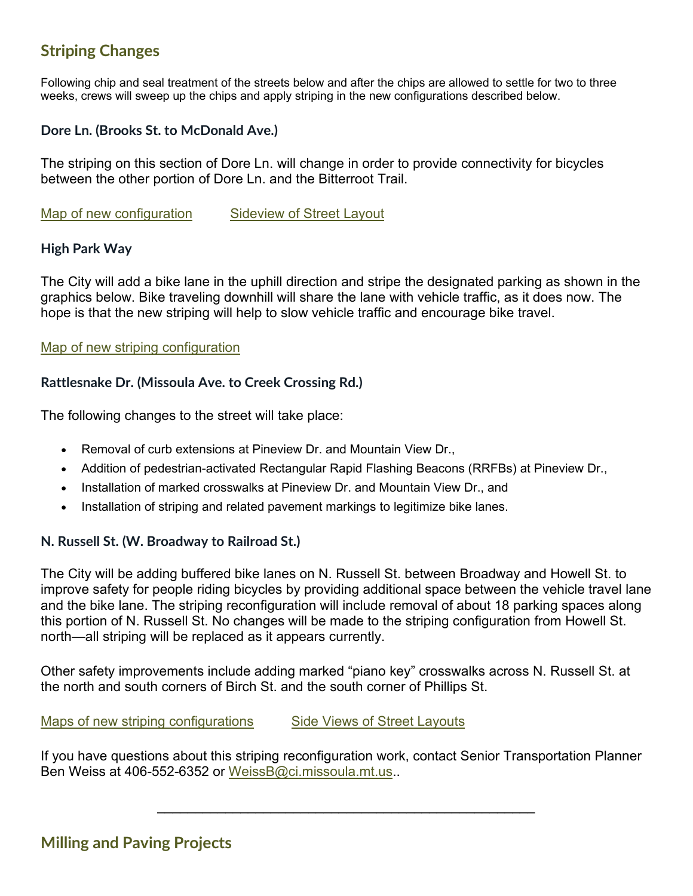## Striping Changes

Following chip and seal treatment of the streets below and after the chips are allowed to settle for two to three weeks, crews will sweep up the chips and apply striping in the new configurations described below.

### Dore Ln. (Brooks St. to McDonald Ave.)

The striping on this section of Dore Ln. will change in order to provide connectivity for bicycles between the other portion of Dore Ln. and the Bitterroot Trail.

Map of new configuration Sideview of Street Layout

### High Park Way

The City will add a bike lane in the uphill direction and stripe the designated parking as shown in the graphics below. Bike traveling downhill will share the lane with vehicle traffic, as it does now. The hope is that the new striping will help to slow vehicle traffic and encourage bike travel.

Map of new striping configuration

### Rattlesnake Dr. (Missoula Ave. to Creek Crossing Rd.)

The following changes to the street will take place:

- Removal of curb extensions at Pineview Dr. and Mountain View Dr.,
- Addition of pedestrian-activated Rectangular Rapid Flashing Beacons (RRFBs) at Pineview Dr.,
- Installation of marked crosswalks at Pineview Dr. and Mountain View Dr., and
- Installation of striping and related pavement markings to legitimize bike lanes.

### N. Russell St. (W. Broadway to Railroad St.)

The City will be adding buffered bike lanes on N. Russell St. between Broadway and Howell St. to improve safety for people riding bicycles by providing additional space between the vehicle travel lane and the bike lane. The striping reconfiguration will include removal of about 18 parking spaces along this portion of N. Russell St. No changes will be made to the striping configuration from Howell St. north—all striping will be replaced as it appears currently.

Other safety improvements include adding marked "piano key" crosswalks across N. Russell St. at the north and south corners of Birch St. and the south corner of Phillips St.

Maps of new striping configurations Side Views of Street Layouts

If you have questions about this striping reconfiguration work, contact Senior Transportation Planner Ben Weiss at 406-552-6352 or WeissB@ci.missoula.mt.us..

---

## Milling and Paving Projects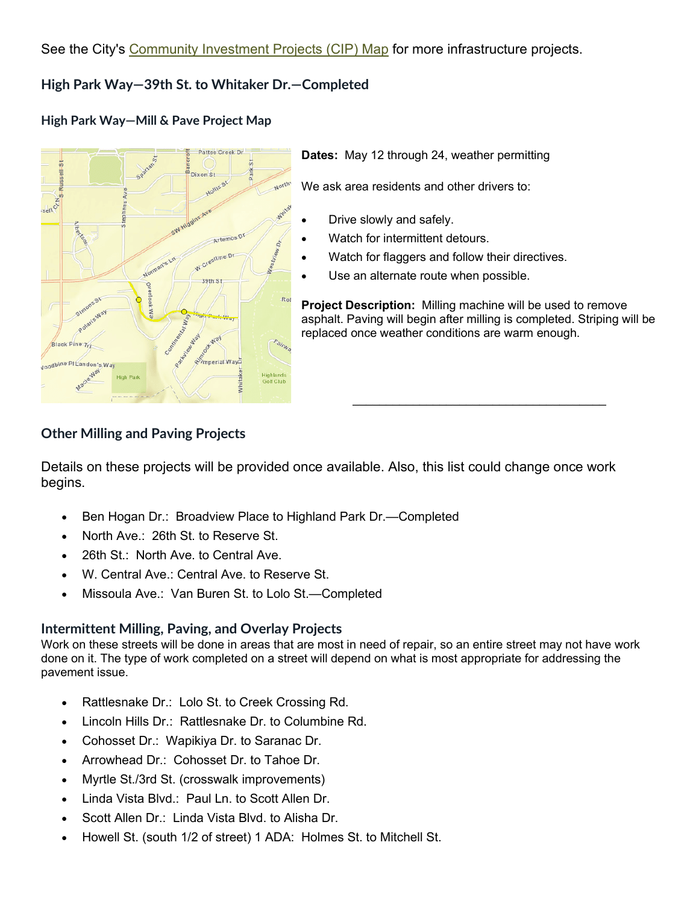See the City's Community Investment Projects (CIP) Map for more infrastructure projects.

## High Park Way—39th St. to Whitaker Dr.—Completed

### High Park Way—Mill & Pave Project Map

**Dates:** May 12 through 24, weather permitting

We ask area residents and other drivers to:

- Drive slowly and safely.
- Watch for intermittent detours.
- Watch for flaggers and follow their directives.
- Use an alternate route when possible.

**Project Description:** Milling machine will be used to remove asphalt. Paving will begin after milling is completed. Striping will be replaced once weather conditions are warm enough.

## Other Milling and Paving Projects

Details on these projects will be provided once available. Also, this list could change once work begins.

- Ben Hogan Dr.: Broadview Place to Highland Park Dr.—Completed
- North Ave.: 26th St. to Reserve St.
- 26th St.: North Ave. to Central Ave.
- W. Central Ave.: Central Ave. to Reserve St.
- Missoula Ave.: Van Buren St. to Lolo St.—Completed

### Intermittent Milling, Paving, and Overlay Projects

Work on these streets will be done in areas that are most in need of repair, so an entire street may not have work done on it. The type of work completed on a street will depend on what is most appropriate for addressing the pavement issue.

- Rattlesnake Dr.: Lolo St. to Creek Crossing Rd.
- Lincoln Hills Dr.: Rattlesnake Dr. to Columbine Rd.
- Cohosset Dr.: Wapikiya Dr. to Saranac Dr.
- Arrowhead Dr.: Cohosset Dr. to Tahoe Dr.
- Myrtle St./3rd St. (crosswalk improvements)
- Linda Vista Blvd.: Paul Ln. to Scott Allen Dr.
- Scott Allen Dr.: Linda Vista Blvd. to Alisha Dr.
- Howell St. (south 1/2 of street) 1 ADA: Holmes St. to Mitchell St.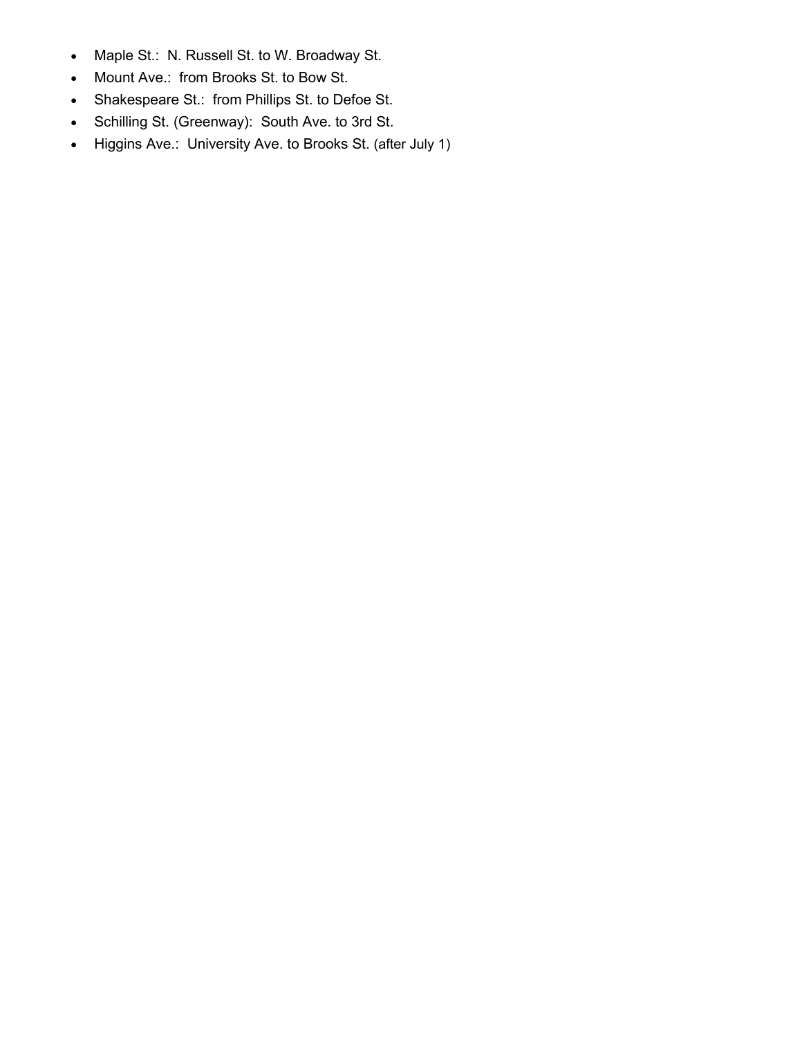- Maple St.: N. Russell St. to W. Broadway St.
- Mount Ave.: from Brooks St. to Bow St.
- Shakespeare St.: from Phillips St. to Defoe St.
- Schilling St. (Greenway): South Ave. to 3rd St.
- Higgins Ave.: University Ave. to Brooks St. (after July 1)